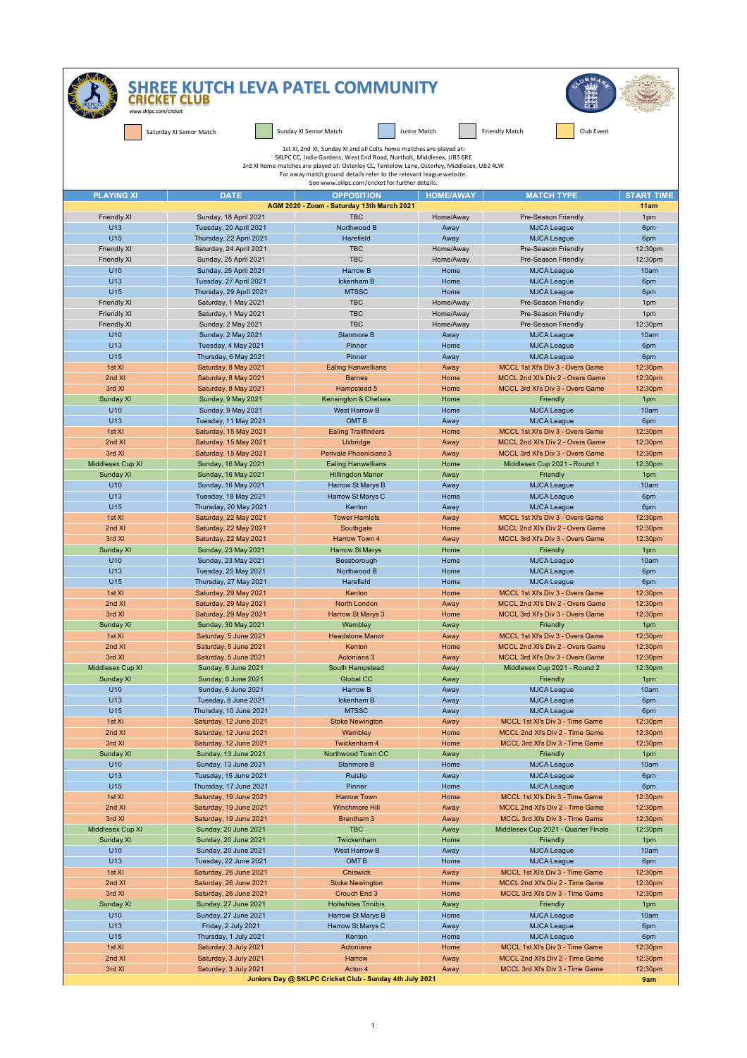# SHREE KUTCH LEVA PATEL COMMUNITY CRICKET CLUB

www.sklpc.com/cricket

Saturday XI Senior Match | Sunday XI Senior Match | Junior Match | Friendly Match | Club Event

1st XI, 2nd XI, Sunday XI and all Colts home matches are played at:
SKLPC CC, India Gardens, West End Road, Northolt, Middlesex, UB5 6RE
3rd XI home matches are played at: Osterley CC, Tentelow Lane, Osterley, Middlesex, UB2 4LW
For away match ground details refer to the relevant league website.
See www.sklpc.com/cricket for further details.

| PLAYING XI | DATE | OPPOSITION | HOME/AWAY | MATCH TYPE | START TIME |
|---|---|---|---|---|---|
| AGM 2020 - Zoom - Saturday 13th March 2021 | | | | | 11am |
| Friendly XI | Sunday, 18 April 2021 | TBC | Home/Away | Pre-Season Friendly | 1pm |
| U13 | Tuesday, 20 April 2021 | Northwood B | Away | MJCA League | 6pm |
| U15 | Thursday, 22 April 2021 | Harefield | Away | MJCA League | 6pm |
| Friendly XI | Saturday, 24 April 2021 | TBC | Home/Away | Pre-Season Friendly | 12:30pm |
| Friendly XI | Sunday, 25 April 2021 | TBC | Home/Away | Pre-Season Friendly | 12:30pm |
| U10 | Sunday, 25 April 2021 | Harrow B | Home | MJCA League | 10am |
| U13 | Tuesday, 27 April 2021 | Ickenham B | Home | MJCA League | 6pm |
| U15 | Thursday, 29 April 2021 | MTSSC | Home | MJCA League | 6pm |
| Friendly XI | Saturday, 1 May 2021 | TBC | Home/Away | Pre-Season Friendly | 1pm |
| Friendly XI | Saturday, 1 May 2021 | TBC | Home/Away | Pre-Season Friendly | 1pm |
| Friendly XI | Sunday, 2 May 2021 | TBC | Home/Away | Pre-Season Friendly | 12:30pm |
| U10 | Sunday, 2 May 2021 | Stanmore B | Away | MJCA League | 10am |
| U13 | Tuesday, 4 May 2021 | Pinner | Home | MJCA League | 6pm |
| U15 | Thursday, 6 May 2021 | Pinner | Away | MJCA League | 6pm |
| 1st XI | Saturday, 8 May 2021 | Ealing Hanwellians | Away | MCCL 1st XI's Div 3 - Overs Game | 12:30pm |
| 2nd XI | Saturday, 8 May 2021 | Barnes | Home | MCCL 2nd XI's Div 2 - Overs Game | 12:30pm |
| 3rd XI | Saturday, 8 May 2021 | Hampstead 5 | Home | MCCL 3rd XI's Div 3 - Overs Game | 12:30pm |
| Sunday XI | Sunday, 9 May 2021 | Kensington & Chelsea | Home | Friendly | 1pm |
| U10 | Sunday, 9 May 2021 | West Harrow B | Home | MJCA League | 10am |
| U13 | Tuesday, 11 May 2021 | OMT B | Away | MJCA League | 6pm |
| 1st XI | Saturday, 15 May 2021 | Ealing Trailfinders | Home | MCCL 1st XI's Div 3 - Overs Game | 12:30pm |
| 2nd XI | Saturday, 15 May 2021 | Uxbridge | Away | MCCL 2nd XI's Div 2 - Overs Game | 12:30pm |
| 3rd XI | Saturday, 15 May 2021 | Perivale Phoenicians 3 | Away | MCCL 3rd XI's Div 3 - Overs Game | 12:30pm |
| Middlesex Cup XI | Sunday, 16 May 2021 | Ealing Hanwellians | Home | Middlesex Cup 2021 - Round 1 | 12:30pm |
| Sunday XI | Sunday, 16 May 2021 | Hillingdon Manor | Away | Friendly | 1pm |
| U10 | Sunday, 16 May 2021 | Harrow St Marys B | Away | MJCA League | 10am |
| U13 | Tuesday, 18 May 2021 | Harrow St Marys C | Home | MJCA League | 6pm |
| U15 | Thursday, 20 May 2021 | Kenton | Away | MJCA League | 6pm |
| 1st XI | Saturday, 22 May 2021 | Tower Hamlets | Away | MCCL 1st XI's Div 3 - Overs Game | 12:30pm |
| 2nd XI | Saturday, 22 May 2021 | Southgate | Home | MCCL 2nd XI's Div 2 - Overs Game | 12:30pm |
| 3rd XI | Saturday, 22 May 2021 | Harrow Town 4 | Away | MCCL 3rd XI's Div 3 - Overs Game | 12:30pm |
| Sunday XI | Sunday, 23 May 2021 | Harrow St Marys | Home | Friendly | 1pm |
| U10 | Sunday, 23 May 2021 | Bessborough | Home | MJCA League | 10am |
| U13 | Tuesday, 25 May 2021 | Northwood B | Home | MJCA League | 6pm |
| U15 | Thursday, 27 May 2021 | Harefield | Home | MJCA League | 6pm |
| 1st XI | Saturday, 29 May 2021 | Kenton | Home | MCCL 1st XI's Div 3 - Overs Game | 12:30pm |
| 2nd XI | Saturday, 29 May 2021 | North London | Away | MCCL 2nd XI's Div 2 - Overs Game | 12:30pm |
| 3rd XI | Saturday, 29 May 2021 | Harrow St Marys 3 | Home | MCCL 3rd XI's Div 3 - Overs Game | 12:30pm |
| Sunday XI | Sunday, 30 May 2021 | Wembley | Away | Friendly | 1pm |
| 1st XI | Saturday, 5 June 2021 | Headstone Manor | Away | MCCL 1st XI's Div 3 - Overs Game | 12:30pm |
| 2nd XI | Saturday, 5 June 2021 | Kenton | Home | MCCL 2nd XI's Div 2 - Overs Game | 12:30pm |
| 3rd XI | Saturday, 5 June 2021 | Actonians 3 | Away | MCCL 3rd XI's Div 3 - Overs Game | 12:30pm |
| Middlesex Cup XI | Sunday, 6 June 2021 | South Hampstead | Away | Middlesex Cup 2021 - Round 2 | 12:30pm |
| Sunday XI | Sunday, 6 June 2021 | Global CC | Away | Friendly | 1pm |
| U10 | Sunday, 6 June 2021 | Harrow B | Away | MJCA League | 10am |
| U13 | Tuesday, 8 June 2021 | Ickenham B | Away | MJCA League | 6pm |
| U15 | Thursday, 10 June 2021 | MTSSC | Away | MJCA League | 6pm |
| 1st XI | Saturday, 12 June 2021 | Stoke Newington | Away | MCCL 1st XI's Div 3 - Time Game | 12:30pm |
| 2nd XI | Saturday, 12 June 2021 | Wembley | Home | MCCL 2nd XI's Div 2 - Time Game | 12:30pm |
| 3rd XI | Saturday, 12 June 2021 | Twickenham 4 | Home | MCCL 3rd XI's Div 3 - Time Game | 12:30pm |
| Sunday XI | Sunday, 13 June 2021 | Northwood Town CC | Away | Friendly | 1pm |
| U10 | Sunday, 13 June 2021 | Stanmore B | Home | MJCA League | 10am |
| U13 | Tuesday, 15 June 2021 | Ruislip | Away | MJCA League | 6pm |
| U15 | Thursday, 17 June 2021 | Pinner | Home | MJCA League | 6pm |
| 1st XI | Saturday, 19 June 2021 | Harrow Town | Home | MCCL 1st XI's Div 3 - Time Game | 12:30pm |
| 2nd XI | Saturday, 19 June 2021 | Winchmore Hill | Away | MCCL 2nd XI's Div 2 - Time Game | 12:30pm |
| 3rd XI | Saturday, 19 June 2021 | Brentham 3 | Away | MCCL 3rd XI's Div 3 - Time Game | 12:30pm |
| Middlesex Cup XI | Sunday, 20 June 2021 | TBC | Away | Middlesex Cup 2021 - Quarter Finals | 12:30pm |
| Sunday XI | Sunday, 20 June 2021 | Twickenham | Home | Friendly | 1pm |
| U10 | Sunday, 20 June 2021 | West Harrow B | Away | MJCA League | 10am |
| U13 | Tuesday, 22 June 2021 | OMT B | Home | MJCA League | 6pm |
| 1st XI | Saturday, 26 June 2021 | Chiswick | Away | MCCL 1st XI's Div 3 - Time Game | 12:30pm |
| 2nd XI | Saturday, 26 June 2021 | Stoke Newington | Home | MCCL 2nd XI's Div 2 - Time Game | 12:30pm |
| 3rd XI | Saturday, 26 June 2021 | Crouch End 3 | Home | MCCL 3rd XI's Div 3 - Time Game | 12:30pm |
| Sunday XI | Sunday, 27 June 2021 | Holtwhites Trinibis | Away | Friendly | 1pm |
| U10 | Sunday, 27 June 2021 | Harrow St Marys B | Home | MJCA League | 10am |
| U13 | Friday, 2 July 2021 | Harrow St Marys C | Away | MJCA League | 6pm |
| U15 | Thursday, 1 July 2021 | Kenton | Home | MJCA League | 6pm |
| 1st XI | Saturday, 3 July 2021 | Actonians | Home | MCCL 1st XI's Div 3 - Time Game | 12:30pm |
| 2nd XI | Saturday, 3 July 2021 | Harrow | Away | MCCL 2nd XI's Div 2 - Time Game | 12:30pm |
| 3rd XI | Saturday, 3 July 2021 | Acton 4 | Away | MCCL 3rd XI's Div 3 - Time Game | 12:30pm |
| Juniors Day @ SKLPC Cricket Club - Sunday 4th July 2021 | | | | | 9am |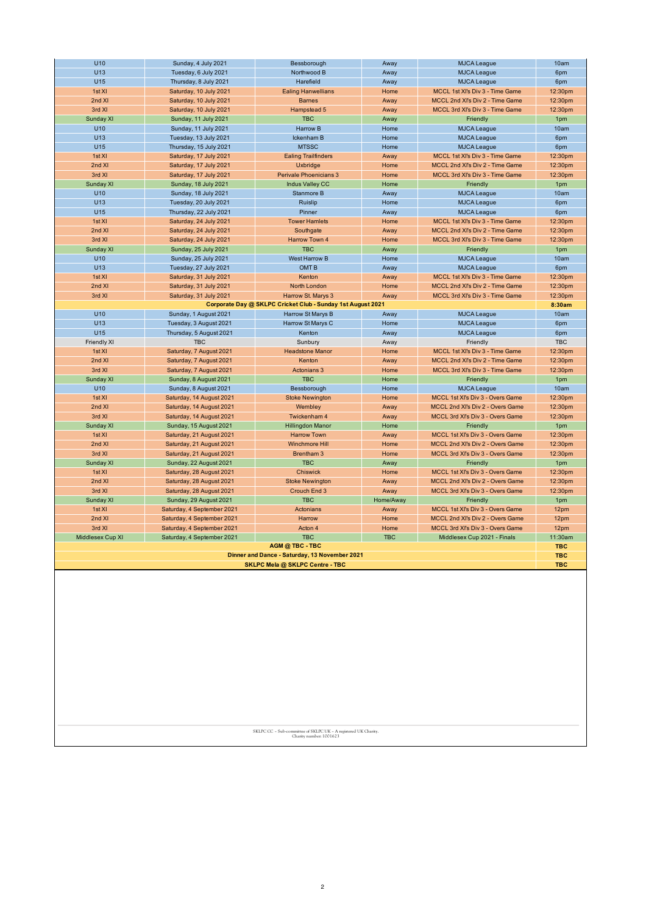| | | | | | |
|---|---|---|---|---|---|
| U10 | Sunday, 4 July 2021 | Bessborough | Away | MJCA League | 10am |
| U13 | Tuesday, 6 July 2021 | Northwood B | Away | MJCA League | 6pm |
| U15 | Thursday, 8 July 2021 | Harefield | Away | MJCA League | 6pm |
| 1st XI | Saturday, 10 July 2021 | Ealing Hanwellians | Home | MCCL 1st XI's Div 3 - Time Game | 12:30pm |
| 2nd XI | Saturday, 10 July 2021 | Barnes | Away | MCCL 2nd XI's Div 2 - Time Game | 12:30pm |
| 3rd XI | Saturday, 10 July 2021 | Hampstead 5 | Away | MCCL 3rd XI's Div 3 - Time Game | 12:30pm |
| Sunday XI | Sunday, 11 July 2021 | TBC | Away | Friendly | 1pm |
| U10 | Sunday, 11 July 2021 | Harrow B | Home | MJCA League | 10am |
| U13 | Tuesday, 13 July 2021 | Ickenham B | Home | MJCA League | 6pm |
| U15 | Thursday, 15 July 2021 | MTSSC | Home | MJCA League | 6pm |
| 1st XI | Saturday, 17 July 2021 | Ealing Trailfinders | Away | MCCL 1st XI's Div 3 - Time Game | 12:30pm |
| 2nd XI | Saturday, 17 July 2021 | Uxbridge | Home | MCCL 2nd XI's Div 2 - Time Game | 12:30pm |
| 3rd XI | Saturday, 17 July 2021 | Perivale Phoenicians 3 | Home | MCCL 3rd XI's Div 3 - Time Game | 12:30pm |
| Sunday XI | Sunday, 18 July 2021 | Indus Valley CC | Home | Friendly | 1pm |
| U10 | Sunday, 18 July 2021 | Stanmore B | Away | MJCA League | 10am |
| U13 | Tuesday, 20 July 2021 | Ruislip | Home | MJCA League | 6pm |
| U15 | Thursday, 22 July 2021 | Pinner | Away | MJCA League | 6pm |
| 1st XI | Saturday, 24 July 2021 | Tower Hamlets | Home | MCCL 1st XI's Div 3 - Time Game | 12:30pm |
| 2nd XI | Saturday, 24 July 2021 | Southgate | Away | MCCL 2nd XI's Div 2 - Time Game | 12:30pm |
| 3rd XI | Saturday, 24 July 2021 | Harrow Town 4 | Home | MCCL 3rd XI's Div 3 - Time Game | 12:30pm |
| Sunday XI | Sunday, 25 July 2021 | TBC | Away | Friendly | 1pm |
| U10 | Sunday, 25 July 2021 | West Harrow B | Home | MJCA League | 10am |
| U13 | Tuesday, 27 July 2021 | OMT B | Away | MJCA League | 6pm |
| 1st XI | Saturday, 31 July 2021 | Kenton | Away | MCCL 1st XI's Div 3 - Time Game | 12:30pm |
| 2nd XI | Saturday, 31 July 2021 | North London | Home | MCCL 2nd XI's Div 2 - Time Game | 12:30pm |
| 3rd XI | Saturday, 31 July 2021 | Harrow St. Marys 3 | Away | MCCL 3rd XI's Div 3 - Time Game | 12:30pm |
| **Corporate Day @ SKLPC Cricket Club - Sunday 1st August 2021** | | | | | **8:30am** |
| U10 | Sunday, 1 August 2021 | Harrow St Marys B | Away | MJCA League | 10am |
| U13 | Tuesday, 3 August 2021 | Harrow St Marys C | Home | MJCA League | 6pm |
| U15 | Thursday, 5 August 2021 | Kenton | Away | MJCA League | 6pm |
| Friendly XI | TBC | Sunbury | Away | Friendly | TBC |
| 1st XI | Saturday, 7 August 2021 | Headstone Manor | Home | MCCL 1st XI's Div 3 - Time Game | 12:30pm |
| 2nd XI | Saturday, 7 August 2021 | Kenton | Away | MCCL 2nd XI's Div 2 - Time Game | 12:30pm |
| 3rd XI | Saturday, 7 August 2021 | Actonians 3 | Home | MCCL 3rd XI's Div 3 - Time Game | 12:30pm |
| Sunday XI | Sunday, 8 August 2021 | TBC | Home | Friendly | 1pm |
| U10 | Sunday, 8 August 2021 | Bessborough | Home | MJCA League | 10am |
| 1st XI | Saturday, 14 August 2021 | Stoke Newington | Home | MCCL 1st XI's Div 3 - Overs Game | 12:30pm |
| 2nd XI | Saturday, 14 August 2021 | Wembley | Away | MCCL 2nd XI's Div 2 - Overs Game | 12:30pm |
| 3rd XI | Saturday, 14 August 2021 | Twickenham 4 | Away | MCCL 3rd XI's Div 3 - Overs Game | 12:30pm |
| Sunday XI | Sunday, 15 August 2021 | Hillingdon Manor | Home | Friendly | 1pm |
| 1st XI | Saturday, 21 August 2021 | Harrow Town | Away | MCCL 1st XI's Div 3 - Overs Game | 12:30pm |
| 2nd XI | Saturday, 21 August 2021 | Winchmore Hill | Home | MCCL 2nd XI's Div 2 - Overs Game | 12:30pm |
| 3rd XI | Saturday, 21 August 2021 | Brentham 3 | Home | MCCL 3rd XI's Div 3 - Overs Game | 12:30pm |
| Sunday XI | Sunday, 22 August 2021 | TBC | Away | Friendly | 1pm |
| 1st XI | Saturday, 28 August 2021 | Chiswick | Home | MCCL 1st XI's Div 3 - Overs Game | 12:30pm |
| 2nd XI | Saturday, 28 August 2021 | Stoke Newington | Away | MCCL 2nd XI's Div 2 - Overs Game | 12:30pm |
| 3rd XI | Saturday, 28 August 2021 | Crouch End 3 | Away | MCCL 3rd XI's Div 3 - Overs Game | 12:30pm |
| Sunday XI | Sunday, 29 August 2021 | TBC | Home/Away | Friendly | 1pm |
| 1st XI | Saturday, 4 September 2021 | Actonians | Away | MCCL 1st XI's Div 3 - Overs Game | 12pm |
| 2nd XI | Saturday, 4 September 2021 | Harrow | Home | MCCL 2nd XI's Div 2 - Overs Game | 12pm |
| 3rd XI | Saturday, 4 September 2021 | Acton 4 | Home | MCCL 3rd XI's Div 3 - Overs Game | 12pm |
| Middlesex Cup XI | Saturday, 4 September 2021 | TBC | TBC | Middlesex Cup 2021 - Finals | 11:30am |
| **AGM @ TBC - TBC** | | | | | **TBC** |
| **Dinner and Dance - Saturday, 13 November 2021** | | | | | **TBC** |
| **SKLPC Mela @ SKLPC Centre - TBC** | | | | | **TBC** |

SKLPC CC - Sub-committee of SKLPC UK - A registered UK Charity.
Charity number: 1001623